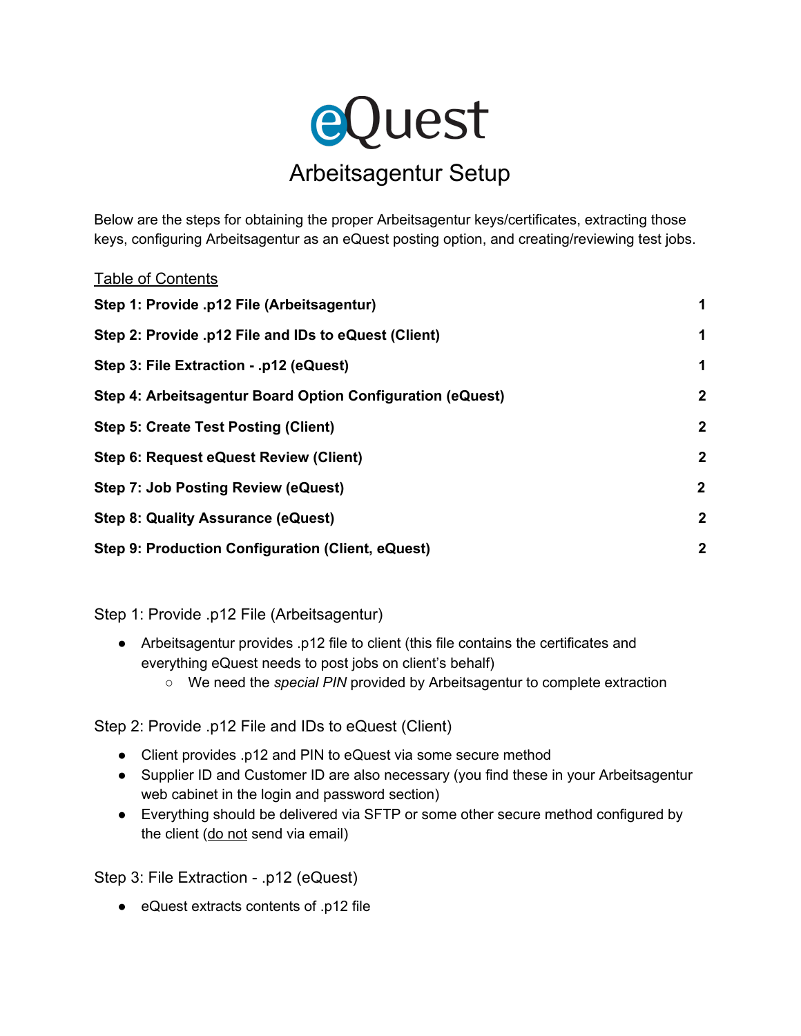# eQuest

## Arbeitsagentur Setup

Below are the steps for obtaining the proper Arbeitsagentur keys/certificates, extracting those keys, configuring Arbeitsagentur as an eQuest posting option, and creating/reviewing test jobs.

Table of Contents

| | |
|---|---|
| **Step 1: Provide .p12 File (Arbeitsagentur)** | **1** |
| **Step 2: Provide .p12 File and IDs to eQuest (Client)** | **1** |
| **Step 3: File Extraction - .p12 (eQuest)** | **1** |
| **Step 4: Arbeitsagentur Board Option Configuration (eQuest)** | **2** |
| **Step 5: Create Test Posting (Client)** | **2** |
| **Step 6: Request eQuest Review (Client)** | **2** |
| **Step 7: Job Posting Review (eQuest)** | **2** |
| **Step 8: Quality Assurance (eQuest)** | **2** |
| **Step 9: Production Configuration (Client, eQuest)** | **2** |

### Step 1: Provide .p12 File (Arbeitsagentur)

- Arbeitsagentur provides .p12 file to client (this file contains the certificates and everything eQuest needs to post jobs on client's behalf)
  - We need the *special PIN* provided by Arbeitsagentur to complete extraction

### Step 2: Provide .p12 File and IDs to eQuest (Client)

- Client provides .p12 and PIN to eQuest via some secure method
- Supplier ID and Customer ID are also necessary (you find these in your Arbeitsagentur web cabinet in the login and password section)
- Everything should be delivered via SFTP or some other secure method configured by the client (do not send via email)

### Step 3: File Extraction - .p12 (eQuest)

- eQuest extracts contents of .p12 file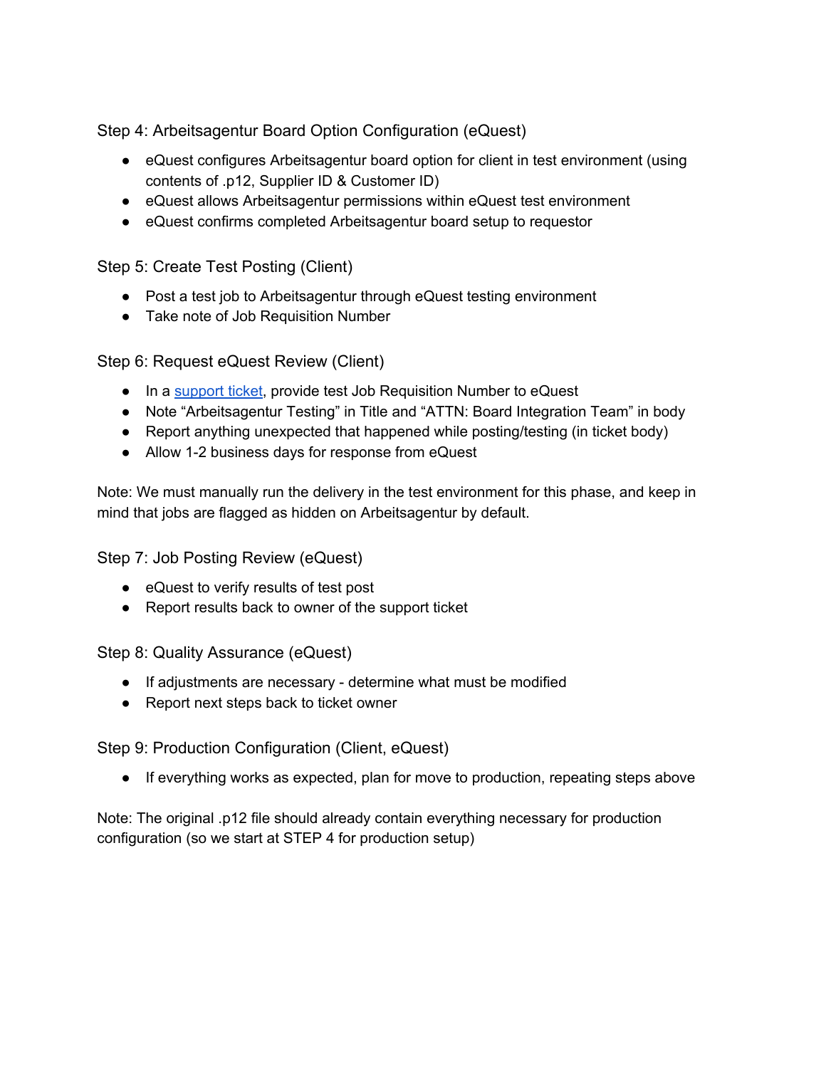### Step 4: Arbeitsagentur Board Option Configuration (eQuest)

- eQuest configures Arbeitsagentur board option for client in test environment (using contents of .p12, Supplier ID & Customer ID)
- eQuest allows Arbeitsagentur permissions within eQuest test environment
- eQuest confirms completed Arbeitsagentur board setup to requestor

### Step 5: Create Test Posting (Client)

- Post a test job to Arbeitsagentur through eQuest testing environment
- Take note of Job Requisition Number

### Step 6: Request eQuest Review (Client)

- In a support ticket, provide test Job Requisition Number to eQuest
- Note "Arbeitsagentur Testing" in Title and "ATTN: Board Integration Team" in body
- Report anything unexpected that happened while posting/testing (in ticket body)
- Allow 1-2 business days for response from eQuest

Note: We must manually run the delivery in the test environment for this phase, and keep in mind that jobs are flagged as hidden on Arbeitsagentur by default.

### Step 7: Job Posting Review (eQuest)

- eQuest to verify results of test post
- Report results back to owner of the support ticket

### Step 8: Quality Assurance (eQuest)

- If adjustments are necessary - determine what must be modified
- Report next steps back to ticket owner

### Step 9: Production Configuration (Client, eQuest)

- If everything works as expected, plan for move to production, repeating steps above

Note: The original .p12 file should already contain everything necessary for production configuration (so we start at STEP 4 for production setup)